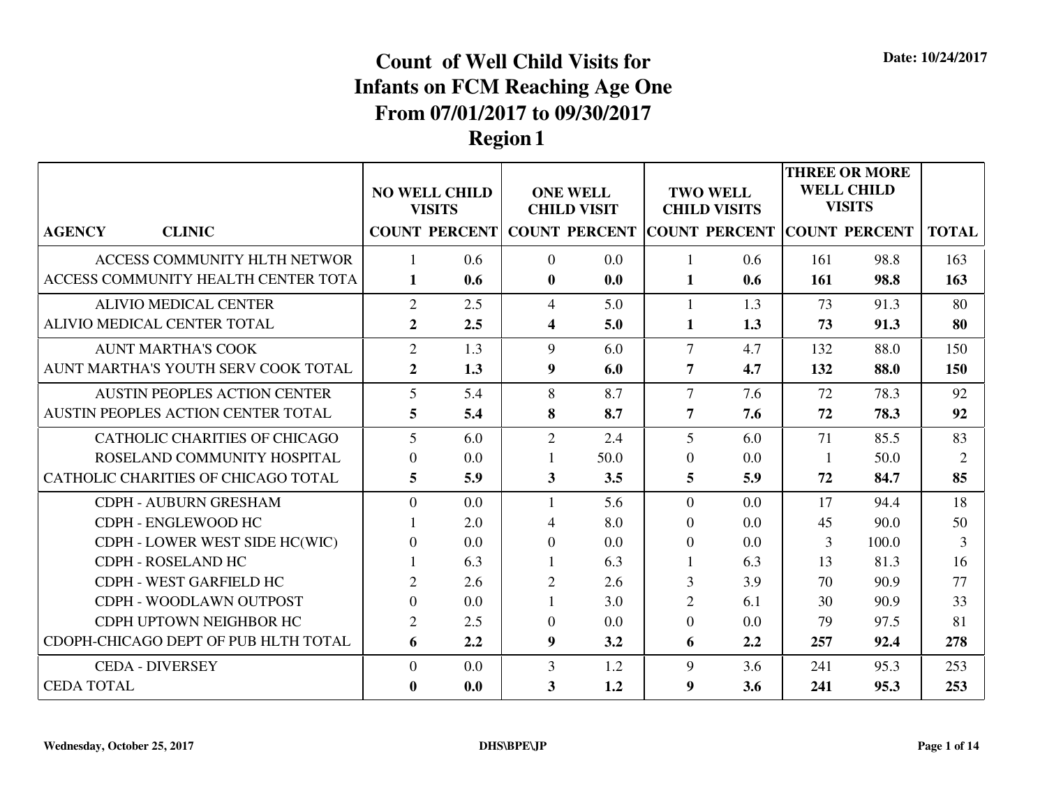Date: 10/24/2017

# Count of Well Child Visits for Infants on FCM Reaching Age One From 07/01/2017 to 09/30/2017 Region 1

| AGENCY / CLINIC | NO WELL CHILD VISITS | | ONE WELL CHILD VISIT | | TWO WELL CHILD VISITS | | THREE OR MORE WELL CHILD VISITS | | TOTAL |
|---|---|---|---|---|---|---|---|---|---|
| | COUNT | PERCENT | COUNT | PERCENT | COUNT | PERCENT | COUNT | PERCENT | TOTAL |
| ACCESS COMMUNITY HLTH NETWOR | 1 | 0.6 | 0 | 0.0 | 1 | 0.6 | 161 | 98.8 | 163 |
| **ACCESS COMMUNITY HEALTH CENTER TOTA** | **1** | **0.6** | **0** | **0.0** | **1** | **0.6** | **161** | **98.8** | **163** |
| ALIVIO MEDICAL CENTER | 2 | 2.5 | 4 | 5.0 | 1 | 1.3 | 73 | 91.3 | 80 |
| **ALIVIO MEDICAL CENTER TOTAL** | **2** | **2.5** | **4** | **5.0** | **1** | **1.3** | **73** | **91.3** | **80** |
| AUNT MARTHA'S COOK | 2 | 1.3 | 9 | 6.0 | 7 | 4.7 | 132 | 88.0 | 150 |
| **AUNT MARTHA'S YOUTH SERV COOK TOTAL** | **2** | **1.3** | **9** | **6.0** | **7** | **4.7** | **132** | **88.0** | **150** |
| AUSTIN PEOPLES ACTION CENTER | 5 | 5.4 | 8 | 8.7 | 7 | 7.6 | 72 | 78.3 | 92 |
| **AUSTIN PEOPLES ACTION CENTER TOTAL** | **5** | **5.4** | **8** | **8.7** | **7** | **7.6** | **72** | **78.3** | **92** |
| CATHOLIC CHARITIES OF CHICAGO | 5 | 6.0 | 2 | 2.4 | 5 | 6.0 | 71 | 85.5 | 83 |
| ROSELAND COMMUNITY HOSPITAL | 0 | 0.0 | 1 | 50.0 | 0 | 0.0 | 1 | 50.0 | 2 |
| **CATHOLIC CHARITIES OF CHICAGO TOTAL** | **5** | **5.9** | **3** | **3.5** | **5** | **5.9** | **72** | **84.7** | **85** |
| CDPH - AUBURN GRESHAM | 0 | 0.0 | 1 | 5.6 | 0 | 0.0 | 17 | 94.4 | 18 |
| CDPH - ENGLEWOOD HC | 1 | 2.0 | 4 | 8.0 | 0 | 0.0 | 45 | 90.0 | 50 |
| CDPH - LOWER WEST SIDE HC(WIC) | 0 | 0.0 | 0 | 0.0 | 0 | 0.0 | 3 | 100.0 | 3 |
| CDPH - ROSELAND HC | 1 | 6.3 | 1 | 6.3 | 1 | 6.3 | 13 | 81.3 | 16 |
| CDPH - WEST GARFIELD HC | 2 | 2.6 | 2 | 2.6 | 3 | 3.9 | 70 | 90.9 | 77 |
| CDPH - WOODLAWN OUTPOST | 0 | 0.0 | 1 | 3.0 | 2 | 6.1 | 30 | 90.9 | 33 |
| CDPH UPTOWN NEIGHBOR HC | 2 | 2.5 | 0 | 0.0 | 0 | 0.0 | 79 | 97.5 | 81 |
| **CDOPH-CHICAGO DEPT OF PUB HLTH TOTAL** | **6** | **2.2** | **9** | **3.2** | **6** | **2.2** | **257** | **92.4** | **278** |
| CEDA - DIVERSEY | 0 | 0.0 | 3 | 1.2 | 9 | 3.6 | 241 | 95.3 | 253 |
| **CEDA TOTAL** | **0** | **0.0** | **3** | **1.2** | **9** | **3.6** | **241** | **95.3** | **253** |

Wednesday, October 25, 2017 DHS\BPE\JP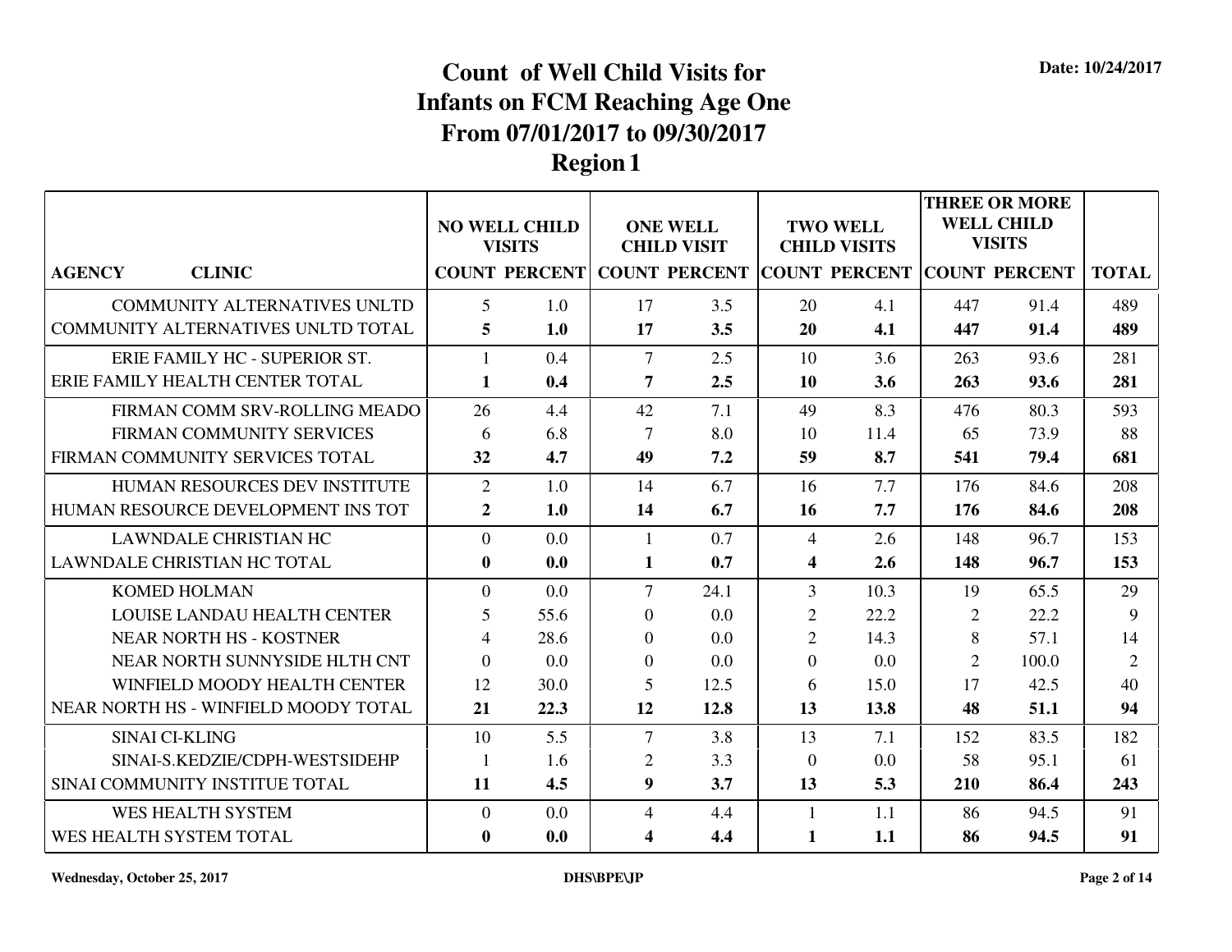Date: 10/24/2017

# Count of Well Child Visits for Infants on FCM Reaching Age One From 07/01/2017 to 09/30/2017 Region 1

| AGENCY / CLINIC | NO WELL CHILD VISITS | | ONE WELL CHILD VISIT | | TWO WELL CHILD VISITS | | THREE OR MORE WELL CHILD VISITS | | TOTAL |
|---|---|---|---|---|---|---|---|---|---|
| | COUNT | PERCENT | COUNT | PERCENT | COUNT | PERCENT | COUNT | PERCENT | |
| COMMUNITY ALTERNATIVES UNLTD | 5 | 1.0 | 17 | 3.5 | 20 | 4.1 | 447 | 91.4 | 489 |
| **COMMUNITY ALTERNATIVES UNLTD TOTAL** | **5** | **1.0** | **17** | **3.5** | **20** | **4.1** | **447** | **91.4** | **489** |
| ERIE FAMILY HC - SUPERIOR ST. | 1 | 0.4 | 7 | 2.5 | 10 | 3.6 | 263 | 93.6 | 281 |
| **ERIE FAMILY HEALTH CENTER TOTAL** | **1** | **0.4** | **7** | **2.5** | **10** | **3.6** | **263** | **93.6** | **281** |
| FIRMAN COMM SRV-ROLLING MEADO | 26 | 4.4 | 42 | 7.1 | 49 | 8.3 | 476 | 80.3 | 593 |
| FIRMAN COMMUNITY SERVICES | 6 | 6.8 | 7 | 8.0 | 10 | 11.4 | 65 | 73.9 | 88 |
| **FIRMAN COMMUNITY SERVICES TOTAL** | **32** | **4.7** | **49** | **7.2** | **59** | **8.7** | **541** | **79.4** | **681** |
| HUMAN RESOURCES DEV INSTITUTE | 2 | 1.0 | 14 | 6.7 | 16 | 7.7 | 176 | 84.6 | 208 |
| **HUMAN RESOURCE DEVELOPMENT INS TOT** | **2** | **1.0** | **14** | **6.7** | **16** | **7.7** | **176** | **84.6** | **208** |
| LAWNDALE CHRISTIAN HC | 0 | 0.0 | 1 | 0.7 | 4 | 2.6 | 148 | 96.7 | 153 |
| **LAWNDALE CHRISTIAN HC TOTAL** | **0** | **0.0** | **1** | **0.7** | **4** | **2.6** | **148** | **96.7** | **153** |
| KOMED HOLMAN | 0 | 0.0 | 7 | 24.1 | 3 | 10.3 | 19 | 65.5 | 29 |
| LOUISE LANDAU HEALTH CENTER | 5 | 55.6 | 0 | 0.0 | 2 | 22.2 | 2 | 22.2 | 9 |
| NEAR NORTH HS - KOSTNER | 4 | 28.6 | 0 | 0.0 | 2 | 14.3 | 8 | 57.1 | 14 |
| NEAR NORTH SUNNYSIDE HLTH CNT | 0 | 0.0 | 0 | 0.0 | 0 | 0.0 | 2 | 100.0 | 2 |
| WINFIELD MOODY HEALTH CENTER | 12 | 30.0 | 5 | 12.5 | 6 | 15.0 | 17 | 42.5 | 40 |
| **NEAR NORTH HS - WINFIELD MOODY TOTAL** | **21** | **22.3** | **12** | **12.8** | **13** | **13.8** | **48** | **51.1** | **94** |
| SINAI CI-KLING | 10 | 5.5 | 7 | 3.8 | 13 | 7.1 | 152 | 83.5 | 182 |
| SINAI-S.KEDZIE/CDPH-WESTSIDEHP | 1 | 1.6 | 2 | 3.3 | 0 | 0.0 | 58 | 95.1 | 61 |
| **SINAI COMMUNITY INSTITUE TOTAL** | **11** | **4.5** | **9** | **3.7** | **13** | **5.3** | **210** | **86.4** | **243** |
| WES HEALTH SYSTEM | 0 | 0.0 | 4 | 4.4 | 1 | 1.1 | 86 | 94.5 | 91 |
| **WES HEALTH SYSTEM TOTAL** | **0** | **0.0** | **4** | **4.4** | **1** | **1.1** | **86** | **94.5** | **91** |

Wednesday, October 25, 2017 DHS\BPE\JP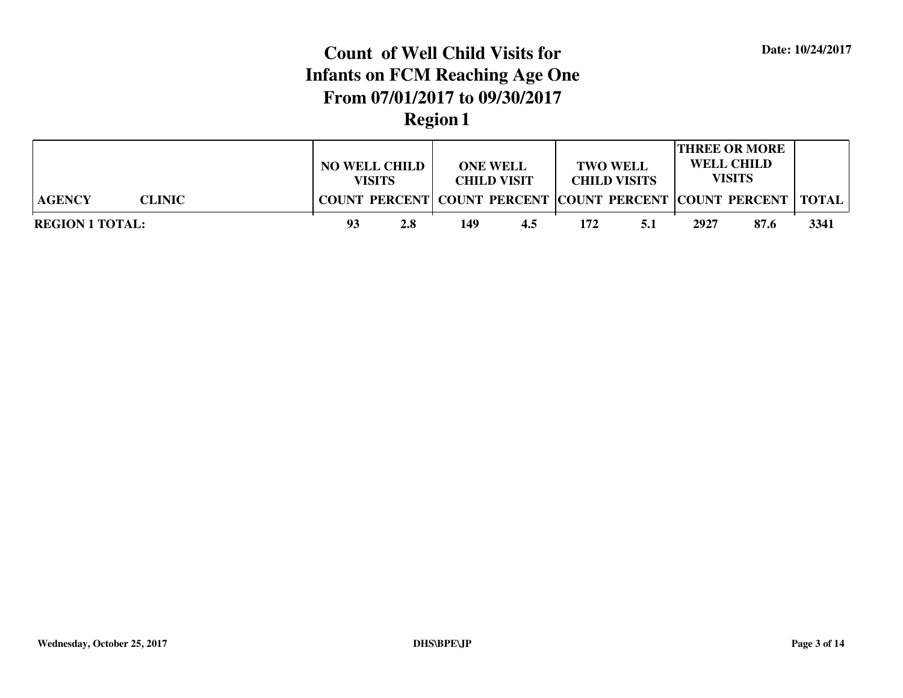Date: 10/24/2017

# Count of Well Child Visits for Infants on FCM Reaching Age One From 07/01/2017 to 09/30/2017

## Region 1

| AGENCY | CLINIC | NO WELL CHILD VISITS | | ONE WELL CHILD VISIT | | TWO WELL CHILD VISITS | | THREE OR MORE WELL CHILD VISITS | | TOTAL |
|---|---|---|---|---|---|---|---|---|---|---|
| | | COUNT | PERCENT | COUNT | PERCENT | COUNT | PERCENT | COUNT | PERCENT | |
| **REGION 1 TOTAL:** | | **93** | **2.8** | **149** | **4.5** | **172** | **5.1** | **2927** | **87.6** | **3341** |

Wednesday, October 25, 2017 DHS\BPE\JP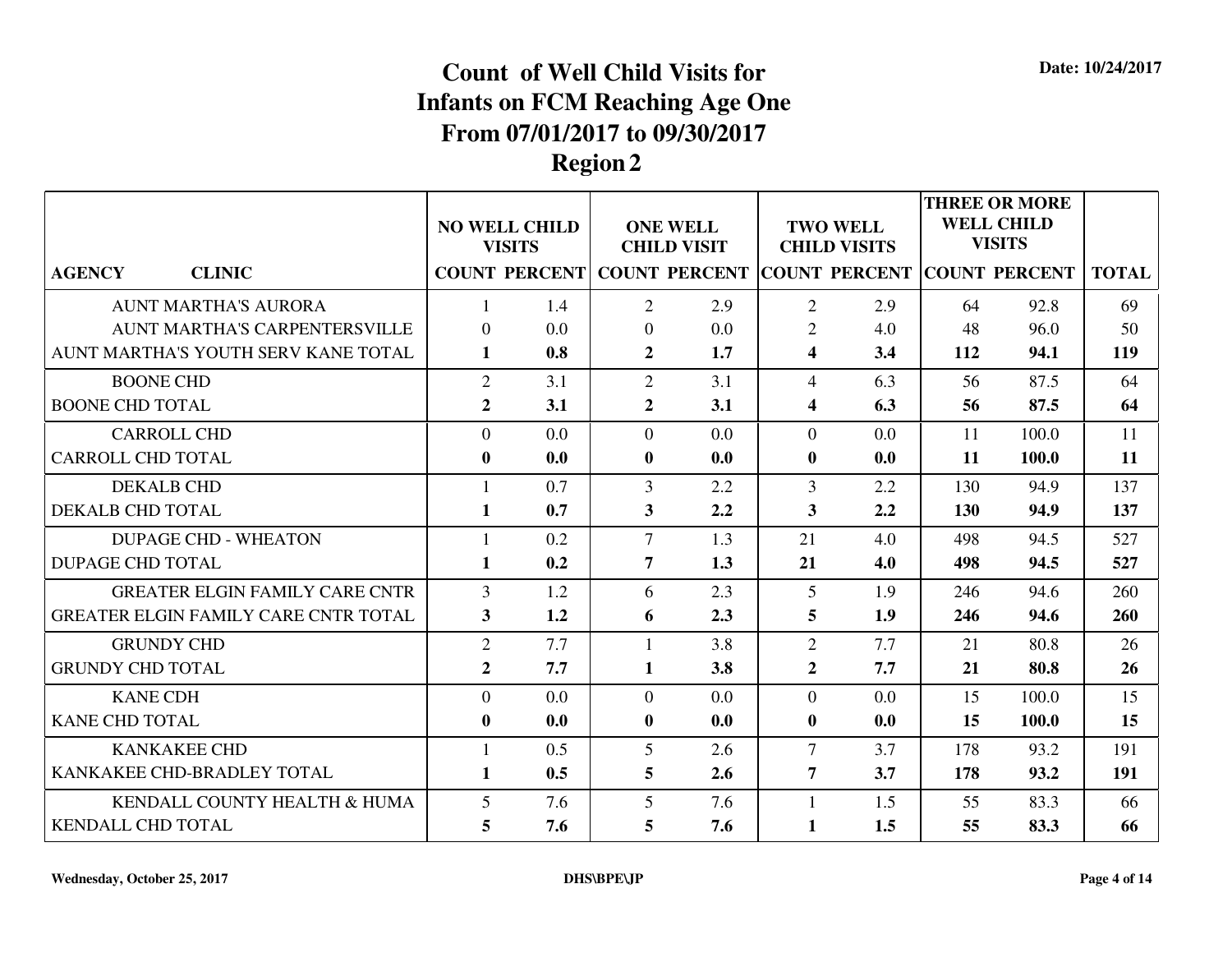Date: 10/24/2017

# Count of Well Child Visits for Infants on FCM Reaching Age One From 07/01/2017 to 09/30/2017 Region 2

| AGENCY / CLINIC | NO WELL CHILD VISITS | | ONE WELL CHILD VISIT | | TWO WELL CHILD VISITS | | THREE OR MORE WELL CHILD VISITS | | TOTAL |
|---|---|---|---|---|---|---|---|---|---|
| | COUNT | PERCENT | COUNT | PERCENT | COUNT | PERCENT | COUNT | PERCENT | |
| AUNT MARTHA'S AURORA | 1 | 1.4 | 2 | 2.9 | 2 | 2.9 | 64 | 92.8 | 69 |
| AUNT MARTHA'S CARPENTERSVILLE | 0 | 0.0 | 0 | 0.0 | 2 | 4.0 | 48 | 96.0 | 50 |
| **AUNT MARTHA'S YOUTH SERV KANE TOTAL** | **1** | **0.8** | **2** | **1.7** | **4** | **3.4** | **112** | **94.1** | **119** |
| BOONE CHD | 2 | 3.1 | 2 | 3.1 | 4 | 6.3 | 56 | 87.5 | 64 |
| **BOONE CHD TOTAL** | **2** | **3.1** | **2** | **3.1** | **4** | **6.3** | **56** | **87.5** | **64** |
| CARROLL CHD | 0 | 0.0 | 0 | 0.0 | 0 | 0.0 | 11 | 100.0 | 11 |
| **CARROLL CHD TOTAL** | **0** | **0.0** | **0** | **0.0** | **0** | **0.0** | **11** | **100.0** | **11** |
| DEKALB CHD | 1 | 0.7 | 3 | 2.2 | 3 | 2.2 | 130 | 94.9 | 137 |
| **DEKALB CHD TOTAL** | **1** | **0.7** | **3** | **2.2** | **3** | **2.2** | **130** | **94.9** | **137** |
| DUPAGE CHD - WHEATON | 1 | 0.2 | 7 | 1.3 | 21 | 4.0 | 498 | 94.5 | 527 |
| **DUPAGE CHD TOTAL** | **1** | **0.2** | **7** | **1.3** | **21** | **4.0** | **498** | **94.5** | **527** |
| GREATER ELGIN FAMILY CARE CNTR | 3 | 1.2 | 6 | 2.3 | 5 | 1.9 | 246 | 94.6 | 260 |
| **GREATER ELGIN FAMILY CARE CNTR TOTAL** | **3** | **1.2** | **6** | **2.3** | **5** | **1.9** | **246** | **94.6** | **260** |
| GRUNDY CHD | 2 | 7.7 | 1 | 3.8 | 2 | 7.7 | 21 | 80.8 | 26 |
| **GRUNDY CHD TOTAL** | **2** | **7.7** | **1** | **3.8** | **2** | **7.7** | **21** | **80.8** | **26** |
| KANE CDH | 0 | 0.0 | 0 | 0.0 | 0 | 0.0 | 15 | 100.0 | 15 |
| **KANE CHD TOTAL** | **0** | **0.0** | **0** | **0.0** | **0** | **0.0** | **15** | **100.0** | **15** |
| KANKAKEE CHD | 1 | 0.5 | 5 | 2.6 | 7 | 3.7 | 178 | 93.2 | 191 |
| **KANKAKEE CHD-BRADLEY TOTAL** | **1** | **0.5** | **5** | **2.6** | **7** | **3.7** | **178** | **93.2** | **191** |
| KENDALL COUNTY HEALTH & HUMA | 5 | 7.6 | 5 | 7.6 | 1 | 1.5 | 55 | 83.3 | 66 |
| **KENDALL CHD TOTAL** | **5** | **7.6** | **5** | **7.6** | **1** | **1.5** | **55** | **83.3** | **66** |

Wednesday, October 25, 2017 DHS\BPE\JP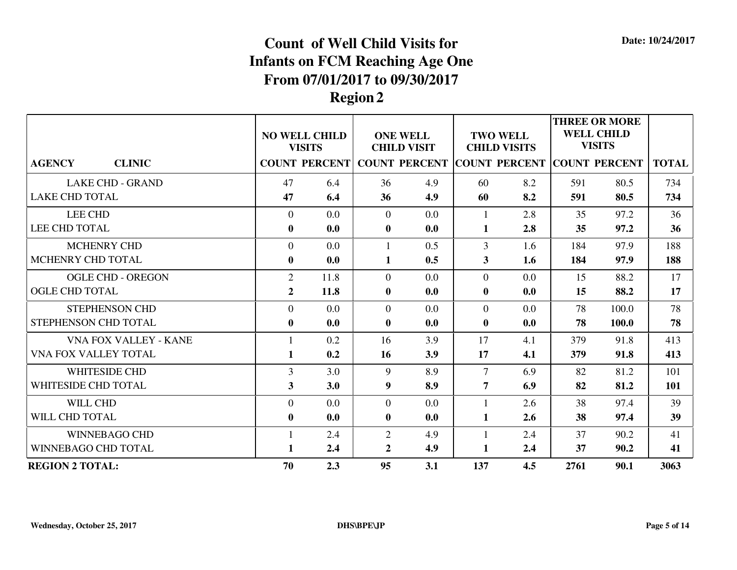Date: 10/24/2017

# Count of Well Child Visits for Infants on FCM Reaching Age One From 07/01/2017 to 09/30/2017 Region 2

| AGENCY / CLINIC | NO WELL CHILD VISITS | | ONE WELL CHILD VISIT | | TWO WELL CHILD VISITS | | THREE OR MORE WELL CHILD VISITS | | TOTAL |
|---|---|---|---|---|---|---|---|---|---|
| | COUNT | PERCENT | COUNT | PERCENT | COUNT | PERCENT | COUNT | PERCENT | |
| LAKE CHD - GRAND | 47 | 6.4 | 36 | 4.9 | 60 | 8.2 | 591 | 80.5 | 734 |
| **LAKE CHD TOTAL** | **47** | **6.4** | **36** | **4.9** | **60** | **8.2** | **591** | **80.5** | **734** |
| LEE CHD | 0 | 0.0 | 0 | 0.0 | 1 | 2.8 | 35 | 97.2 | 36 |
| **LEE CHD TOTAL** | **0** | **0.0** | **0** | **0.0** | **1** | **2.8** | **35** | **97.2** | **36** |
| MCHENRY CHD | 0 | 0.0 | 1 | 0.5 | 3 | 1.6 | 184 | 97.9 | 188 |
| **MCHENRY CHD TOTAL** | **0** | **0.0** | **1** | **0.5** | **3** | **1.6** | **184** | **97.9** | **188** |
| OGLE CHD - OREGON | 2 | 11.8 | 0 | 0.0 | 0 | 0.0 | 15 | 88.2 | 17 |
| **OGLE CHD TOTAL** | **2** | **11.8** | **0** | **0.0** | **0** | **0.0** | **15** | **88.2** | **17** |
| STEPHENSON CHD | 0 | 0.0 | 0 | 0.0 | 0 | 0.0 | 78 | 100.0 | 78 |
| **STEPHENSON CHD TOTAL** | **0** | **0.0** | **0** | **0.0** | **0** | **0.0** | **78** | **100.0** | **78** |
| VNA FOX VALLEY - KANE | 1 | 0.2 | 16 | 3.9 | 17 | 4.1 | 379 | 91.8 | 413 |
| **VNA FOX VALLEY TOTAL** | **1** | **0.2** | **16** | **3.9** | **17** | **4.1** | **379** | **91.8** | **413** |
| WHITESIDE CHD | 3 | 3.0 | 9 | 8.9 | 7 | 6.9 | 82 | 81.2 | 101 |
| **WHITESIDE CHD TOTAL** | **3** | **3.0** | **9** | **8.9** | **7** | **6.9** | **82** | **81.2** | **101** |
| WILL CHD | 0 | 0.0 | 0 | 0.0 | 1 | 2.6 | 38 | 97.4 | 39 |
| **WILL CHD TOTAL** | **0** | **0.0** | **0** | **0.0** | **1** | **2.6** | **38** | **97.4** | **39** |
| WINNEBAGO CHD | 1 | 2.4 | 2 | 4.9 | 1 | 2.4 | 37 | 90.2 | 41 |
| **WINNEBAGO CHD TOTAL** | **1** | **2.4** | **2** | **4.9** | **1** | **2.4** | **37** | **90.2** | **41** |
| **REGION 2 TOTAL:** | **70** | **2.3** | **95** | **3.1** | **137** | **4.5** | **2761** | **90.1** | **3063** |

Wednesday, October 25, 2017 DHS\BPE\JP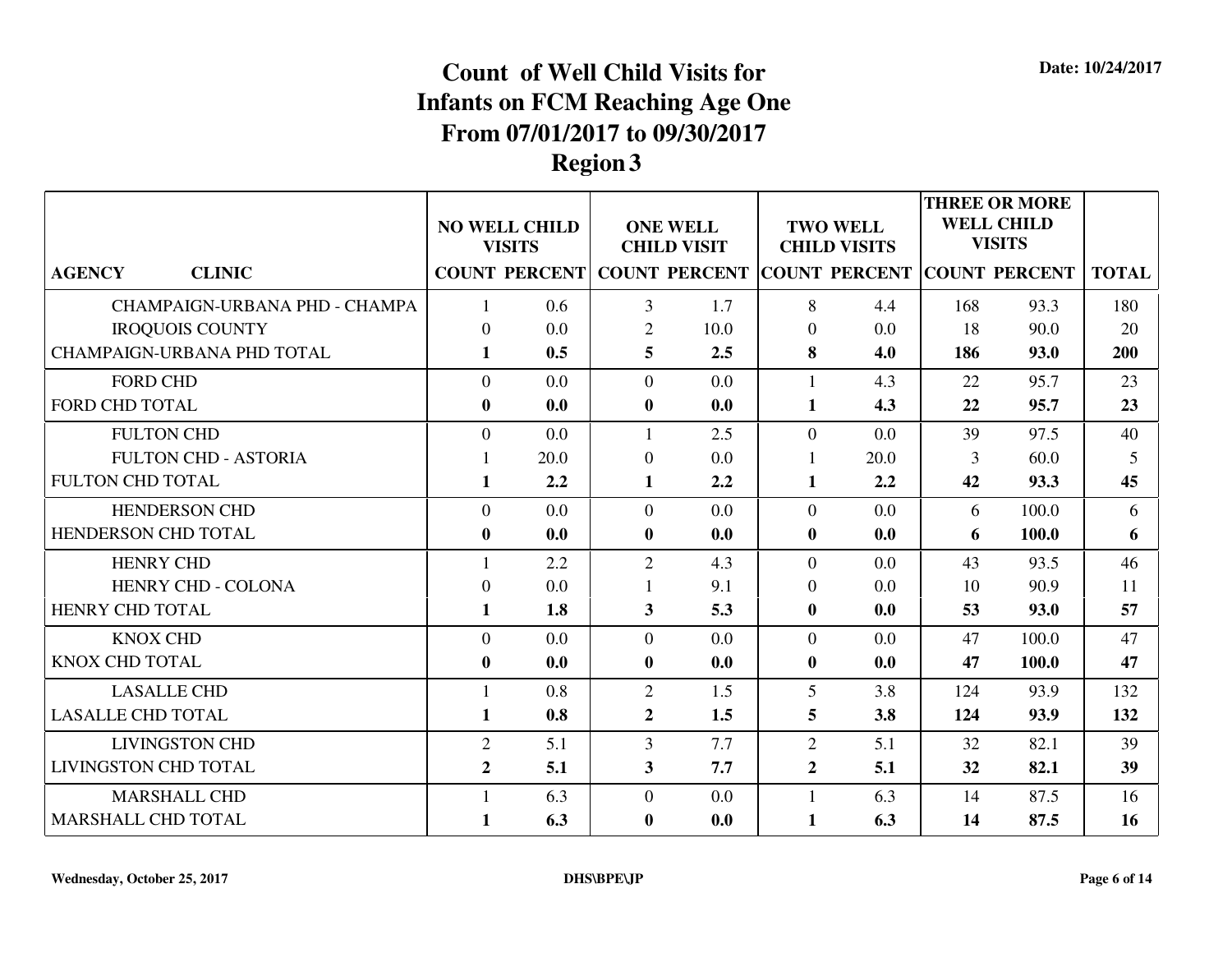Date: 10/24/2017

# Count of Well Child Visits for Infants on FCM Reaching Age One From 07/01/2017 to 09/30/2017 Region 3

| AGENCY | CLINIC | NO WELL CHILD VISITS | | ONE WELL CHILD VISIT | | TWO WELL CHILD VISITS | | THREE OR MORE WELL CHILD VISITS | | TOTAL |
|---|---|---|---|---|---|---|---|---|---|---|
| | | COUNT | PERCENT | COUNT | PERCENT | COUNT | PERCENT | COUNT | PERCENT | |
| | CHAMPAIGN-URBANA PHD - CHAMPA | 1 | 0.6 | 3 | 1.7 | 8 | 4.4 | 168 | 93.3 | 180 |
| | IROQUOIS COUNTY | 0 | 0.0 | 2 | 10.0 | 0 | 0.0 | 18 | 90.0 | 20 |
| **CHAMPAIGN-URBANA PHD TOTAL** | | **1** | **0.5** | **5** | **2.5** | **8** | **4.0** | **186** | **93.0** | **200** |
| | FORD CHD | 0 | 0.0 | 0 | 0.0 | 1 | 4.3 | 22 | 95.7 | 23 |
| **FORD CHD TOTAL** | | **0** | **0.0** | **0** | **0.0** | **1** | **4.3** | **22** | **95.7** | **23** |
| | FULTON CHD | 0 | 0.0 | 1 | 2.5 | 0 | 0.0 | 39 | 97.5 | 40 |
| | FULTON CHD - ASTORIA | 1 | 20.0 | 0 | 0.0 | 1 | 20.0 | 3 | 60.0 | 5 |
| **FULTON CHD TOTAL** | | **1** | **2.2** | **1** | **2.2** | **1** | **2.2** | **42** | **93.3** | **45** |
| | HENDERSON CHD | 0 | 0.0 | 0 | 0.0 | 0 | 0.0 | 6 | 100.0 | 6 |
| **HENDERSON CHD TOTAL** | | **0** | **0.0** | **0** | **0.0** | **0** | **0.0** | **6** | **100.0** | **6** |
| | HENRY CHD | 1 | 2.2 | 2 | 4.3 | 0 | 0.0 | 43 | 93.5 | 46 |
| | HENRY CHD - COLONA | 0 | 0.0 | 1 | 9.1 | 0 | 0.0 | 10 | 90.9 | 11 |
| **HENRY CHD TOTAL** | | **1** | **1.8** | **3** | **5.3** | **0** | **0.0** | **53** | **93.0** | **57** |
| | KNOX CHD | 0 | 0.0 | 0 | 0.0 | 0 | 0.0 | 47 | 100.0 | 47 |
| **KNOX CHD TOTAL** | | **0** | **0.0** | **0** | **0.0** | **0** | **0.0** | **47** | **100.0** | **47** |
| | LASALLE CHD | 1 | 0.8 | 2 | 1.5 | 5 | 3.8 | 124 | 93.9 | 132 |
| **LASALLE CHD TOTAL** | | **1** | **0.8** | **2** | **1.5** | **5** | **3.8** | **124** | **93.9** | **132** |
| | LIVINGSTON CHD | 2 | 5.1 | 3 | 7.7 | 2 | 5.1 | 32 | 82.1 | 39 |
| **LIVINGSTON CHD TOTAL** | | **2** | **5.1** | **3** | **7.7** | **2** | **5.1** | **32** | **82.1** | **39** |
| | MARSHALL CHD | 1 | 6.3 | 0 | 0.0 | 1 | 6.3 | 14 | 87.5 | 16 |
| **MARSHALL CHD TOTAL** | | **1** | **6.3** | **0** | **0.0** | **1** | **6.3** | **14** | **87.5** | **16** |

Wednesday, October 25, 2017 DHS\BPE\JP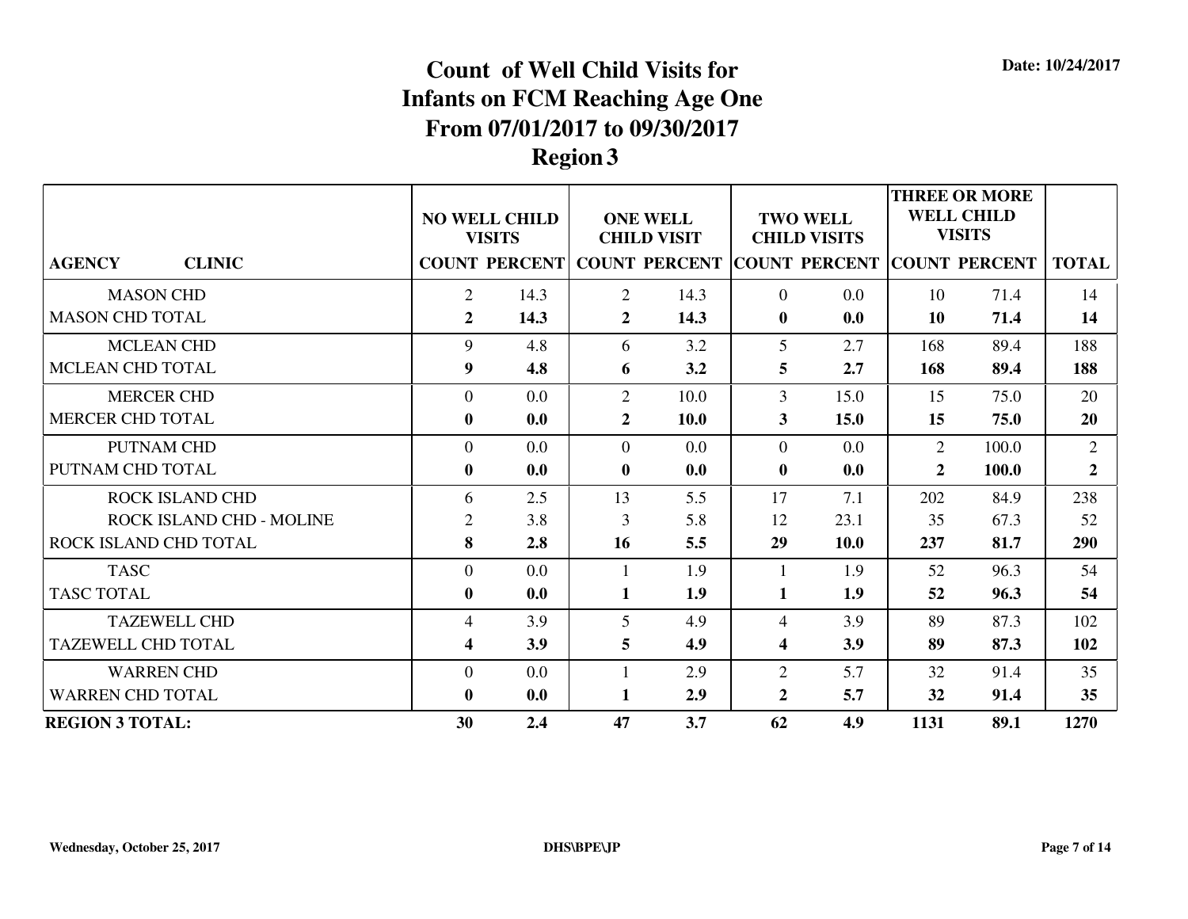Date: 10/24/2017

# Count of Well Child Visits for Infants on FCM Reaching Age One From 07/01/2017 to 09/30/2017 Region 3

| AGENCY | CLINIC | NO WELL CHILD VISITS | | ONE WELL CHILD VISIT | | TWO WELL CHILD VISITS | | THREE OR MORE WELL CHILD VISITS | | TOTAL |
|---|---|---|---|---|---|---|---|---|---|---|
| | | COUNT | PERCENT | COUNT | PERCENT | COUNT | PERCENT | COUNT | PERCENT | |
| | MASON CHD | 2 | 14.3 | 2 | 14.3 | 0 | 0.0 | 10 | 71.4 | 14 |
| **MASON CHD TOTAL** | | **2** | **14.3** | **2** | **14.3** | **0** | **0.0** | **10** | **71.4** | **14** |
| | MCLEAN CHD | 9 | 4.8 | 6 | 3.2 | 5 | 2.7 | 168 | 89.4 | 188 |
| **MCLEAN CHD TOTAL** | | **9** | **4.8** | **6** | **3.2** | **5** | **2.7** | **168** | **89.4** | **188** |
| | MERCER CHD | 0 | 0.0 | 2 | 10.0 | 3 | 15.0 | 15 | 75.0 | 20 |
| **MERCER CHD TOTAL** | | **0** | **0.0** | **2** | **10.0** | **3** | **15.0** | **15** | **75.0** | **20** |
| | PUTNAM CHD | 0 | 0.0 | 0 | 0.0 | 0 | 0.0 | 2 | 100.0 | 2 |
| **PUTNAM CHD TOTAL** | | **0** | **0.0** | **0** | **0.0** | **0** | **0.0** | **2** | **100.0** | **2** |
| | ROCK ISLAND CHD | 6 | 2.5 | 13 | 5.5 | 17 | 7.1 | 202 | 84.9 | 238 |
| | ROCK ISLAND CHD - MOLINE | 2 | 3.8 | 3 | 5.8 | 12 | 23.1 | 35 | 67.3 | 52 |
| **ROCK ISLAND CHD TOTAL** | | **8** | **2.8** | **16** | **5.5** | **29** | **10.0** | **237** | **81.7** | **290** |
| | TASC | 0 | 0.0 | 1 | 1.9 | 1 | 1.9 | 52 | 96.3 | 54 |
| **TASC TOTAL** | | **0** | **0.0** | **1** | **1.9** | **1** | **1.9** | **52** | **96.3** | **54** |
| | TAZEWELL CHD | 4 | 3.9 | 5 | 4.9 | 4 | 3.9 | 89 | 87.3 | 102 |
| **TAZEWELL CHD TOTAL** | | **4** | **3.9** | **5** | **4.9** | **4** | **3.9** | **89** | **87.3** | **102** |
| | WARREN CHD | 0 | 0.0 | 1 | 2.9 | 2 | 5.7 | 32 | 91.4 | 35 |
| **WARREN CHD TOTAL** | | **0** | **0.0** | **1** | **2.9** | **2** | **5.7** | **32** | **91.4** | **35** |
| **REGION 3 TOTAL:** | | **30** | **2.4** | **47** | **3.7** | **62** | **4.9** | **1131** | **89.1** | **1270** |

Wednesday, October 25, 2017 DHS\BPE\JP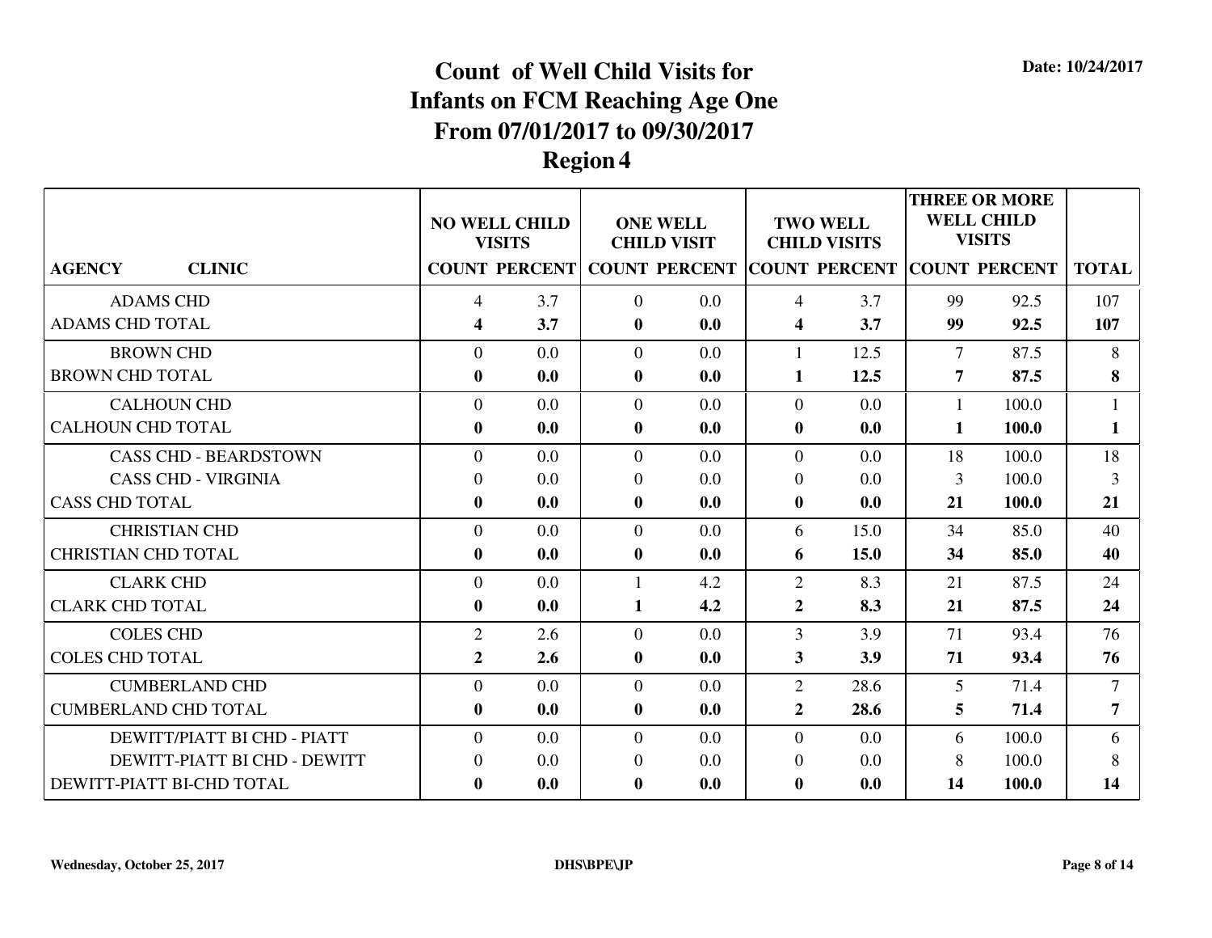Date: 10/24/2017

# Count of Well Child Visits for Infants on FCM Reaching Age One From 07/01/2017 to 09/30/2017 Region 4

| AGENCY CLINIC | NO WELL CHILD VISITS | | ONE WELL CHILD VISIT | | TWO WELL CHILD VISITS | | THREE OR MORE WELL CHILD VISITS | | TOTAL |
|---|---|---|---|---|---|---|---|---|---|
| | COUNT | PERCENT | COUNT | PERCENT | COUNT | PERCENT | COUNT | PERCENT | |
| ADAMS CHD | 4 | 3.7 | 0 | 0.0 | 4 | 3.7 | 99 | 92.5 | 107 |
| **ADAMS CHD TOTAL** | **4** | **3.7** | **0** | **0.0** | **4** | **3.7** | **99** | **92.5** | **107** |
| BROWN CHD | 0 | 0.0 | 0 | 0.0 | 1 | 12.5 | 7 | 87.5 | 8 |
| **BROWN CHD TOTAL** | **0** | **0.0** | **0** | **0.0** | **1** | **12.5** | **7** | **87.5** | **8** |
| CALHOUN CHD | 0 | 0.0 | 0 | 0.0 | 0 | 0.0 | 1 | 100.0 | 1 |
| **CALHOUN CHD TOTAL** | **0** | **0.0** | **0** | **0.0** | **0** | **0.0** | **1** | **100.0** | **1** |
| CASS CHD - BEARDSTOWN | 0 | 0.0 | 0 | 0.0 | 0 | 0.0 | 18 | 100.0 | 18 |
| CASS CHD - VIRGINIA | 0 | 0.0 | 0 | 0.0 | 0 | 0.0 | 3 | 100.0 | 3 |
| **CASS CHD TOTAL** | **0** | **0.0** | **0** | **0.0** | **0** | **0.0** | **21** | **100.0** | **21** |
| CHRISTIAN CHD | 0 | 0.0 | 0 | 0.0 | 6 | 15.0 | 34 | 85.0 | 40 |
| **CHRISTIAN CHD TOTAL** | **0** | **0.0** | **0** | **0.0** | **6** | **15.0** | **34** | **85.0** | **40** |
| CLARK CHD | 0 | 0.0 | 1 | 4.2 | 2 | 8.3 | 21 | 87.5 | 24 |
| **CLARK CHD TOTAL** | **0** | **0.0** | **1** | **4.2** | **2** | **8.3** | **21** | **87.5** | **24** |
| COLES CHD | 2 | 2.6 | 0 | 0.0 | 3 | 3.9 | 71 | 93.4 | 76 |
| **COLES CHD TOTAL** | **2** | **2.6** | **0** | **0.0** | **3** | **3.9** | **71** | **93.4** | **76** |
| CUMBERLAND CHD | 0 | 0.0 | 0 | 0.0 | 2 | 28.6 | 5 | 71.4 | 7 |
| **CUMBERLAND CHD TOTAL** | **0** | **0.0** | **0** | **0.0** | **2** | **28.6** | **5** | **71.4** | **7** |
| DEWITT/PIATT BI CHD - PIATT | 0 | 0.0 | 0 | 0.0 | 0 | 0.0 | 6 | 100.0 | 6 |
| DEWITT-PIATT BI CHD - DEWITT | 0 | 0.0 | 0 | 0.0 | 0 | 0.0 | 8 | 100.0 | 8 |
| **DEWITT-PIATT BI-CHD TOTAL** | **0** | **0.0** | **0** | **0.0** | **0** | **0.0** | **14** | **100.0** | **14** |

Wednesday, October 25, 2017 DHS\BPE\JP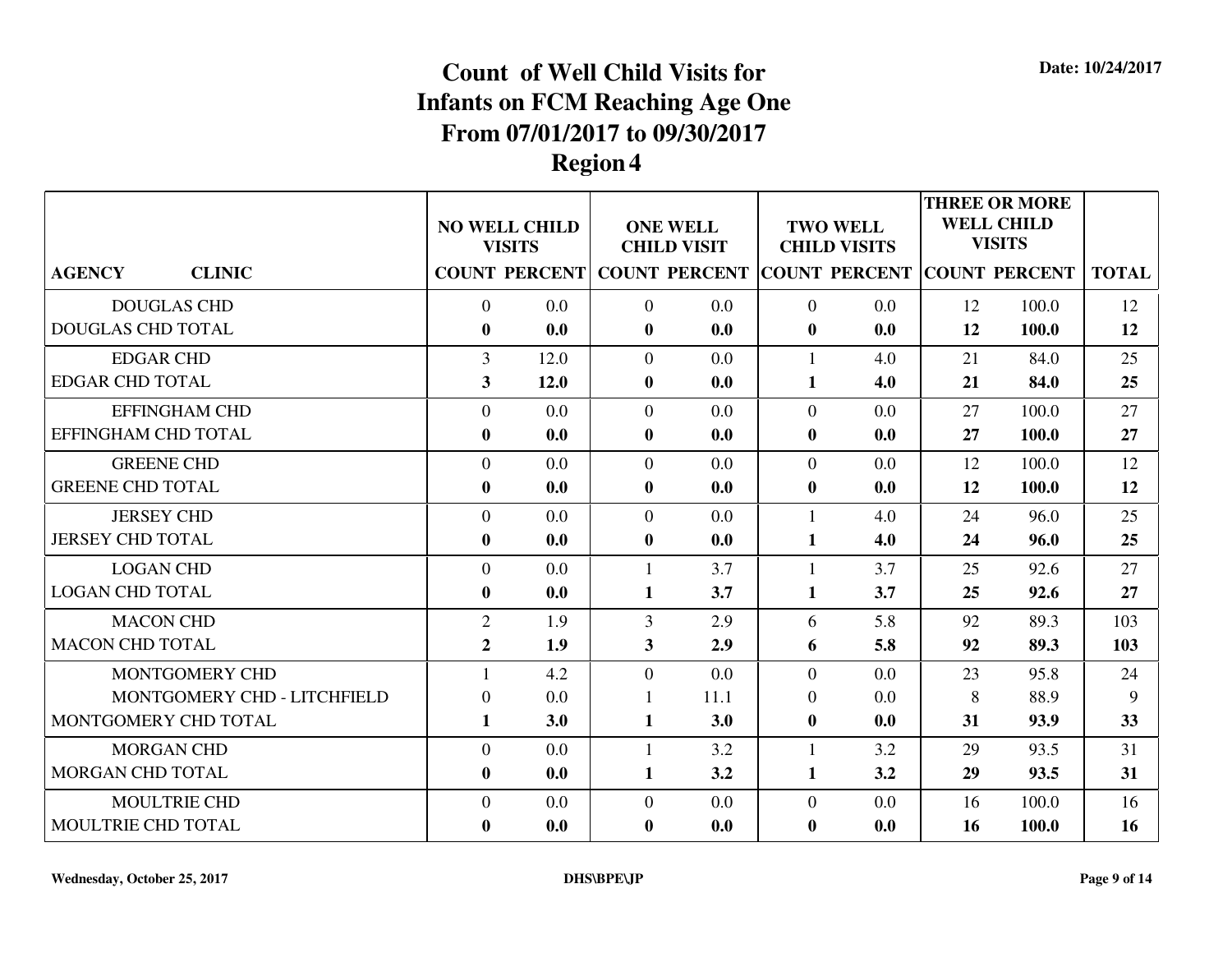Date: 10/24/2017

# Count of Well Child Visits for Infants on FCM Reaching Age One From 07/01/2017 to 09/30/2017 Region 4

| AGENCY CLINIC | NO WELL CHILD VISITS | | ONE WELL CHILD VISIT | | TWO WELL CHILD VISITS | | THREE OR MORE WELL CHILD VISITS | | TOTAL |
|---|---|---|---|---|---|---|---|---|---|
| | COUNT | PERCENT | COUNT | PERCENT | COUNT | PERCENT | COUNT | PERCENT | |
| DOUGLAS CHD | 0 | 0.0 | 0 | 0.0 | 0 | 0.0 | 12 | 100.0 | 12 |
| **DOUGLAS CHD TOTAL** | **0** | **0.0** | **0** | **0.0** | **0** | **0.0** | **12** | **100.0** | **12** |
| EDGAR CHD | 3 | 12.0 | 0 | 0.0 | 1 | 4.0 | 21 | 84.0 | 25 |
| **EDGAR CHD TOTAL** | **3** | **12.0** | **0** | **0.0** | **1** | **4.0** | **21** | **84.0** | **25** |
| EFFINGHAM CHD | 0 | 0.0 | 0 | 0.0 | 0 | 0.0 | 27 | 100.0 | 27 |
| **EFFINGHAM CHD TOTAL** | **0** | **0.0** | **0** | **0.0** | **0** | **0.0** | **27** | **100.0** | **27** |
| GREENE CHD | 0 | 0.0 | 0 | 0.0 | 0 | 0.0 | 12 | 100.0 | 12 |
| **GREENE CHD TOTAL** | **0** | **0.0** | **0** | **0.0** | **0** | **0.0** | **12** | **100.0** | **12** |
| JERSEY CHD | 0 | 0.0 | 0 | 0.0 | 1 | 4.0 | 24 | 96.0 | 25 |
| **JERSEY CHD TOTAL** | **0** | **0.0** | **0** | **0.0** | **1** | **4.0** | **24** | **96.0** | **25** |
| LOGAN CHD | 0 | 0.0 | 1 | 3.7 | 1 | 3.7 | 25 | 92.6 | 27 |
| **LOGAN CHD TOTAL** | **0** | **0.0** | **1** | **3.7** | **1** | **3.7** | **25** | **92.6** | **27** |
| MACON CHD | 2 | 1.9 | 3 | 2.9 | 6 | 5.8 | 92 | 89.3 | 103 |
| **MACON CHD TOTAL** | **2** | **1.9** | **3** | **2.9** | **6** | **5.8** | **92** | **89.3** | **103** |
| MONTGOMERY CHD | 1 | 4.2 | 0 | 0.0 | 0 | 0.0 | 23 | 95.8 | 24 |
| MONTGOMERY CHD - LITCHFIELD | 0 | 0.0 | 1 | 11.1 | 0 | 0.0 | 8 | 88.9 | 9 |
| **MONTGOMERY CHD TOTAL** | **1** | **3.0** | **1** | **3.0** | **0** | **0.0** | **31** | **93.9** | **33** |
| MORGAN CHD | 0 | 0.0 | 1 | 3.2 | 1 | 3.2 | 29 | 93.5 | 31 |
| **MORGAN CHD TOTAL** | **0** | **0.0** | **1** | **3.2** | **1** | **3.2** | **29** | **93.5** | **31** |
| MOULTRIE CHD | 0 | 0.0 | 0 | 0.0 | 0 | 0.0 | 16 | 100.0 | 16 |
| **MOULTRIE CHD TOTAL** | **0** | **0.0** | **0** | **0.0** | **0** | **0.0** | **16** | **100.0** | **16** |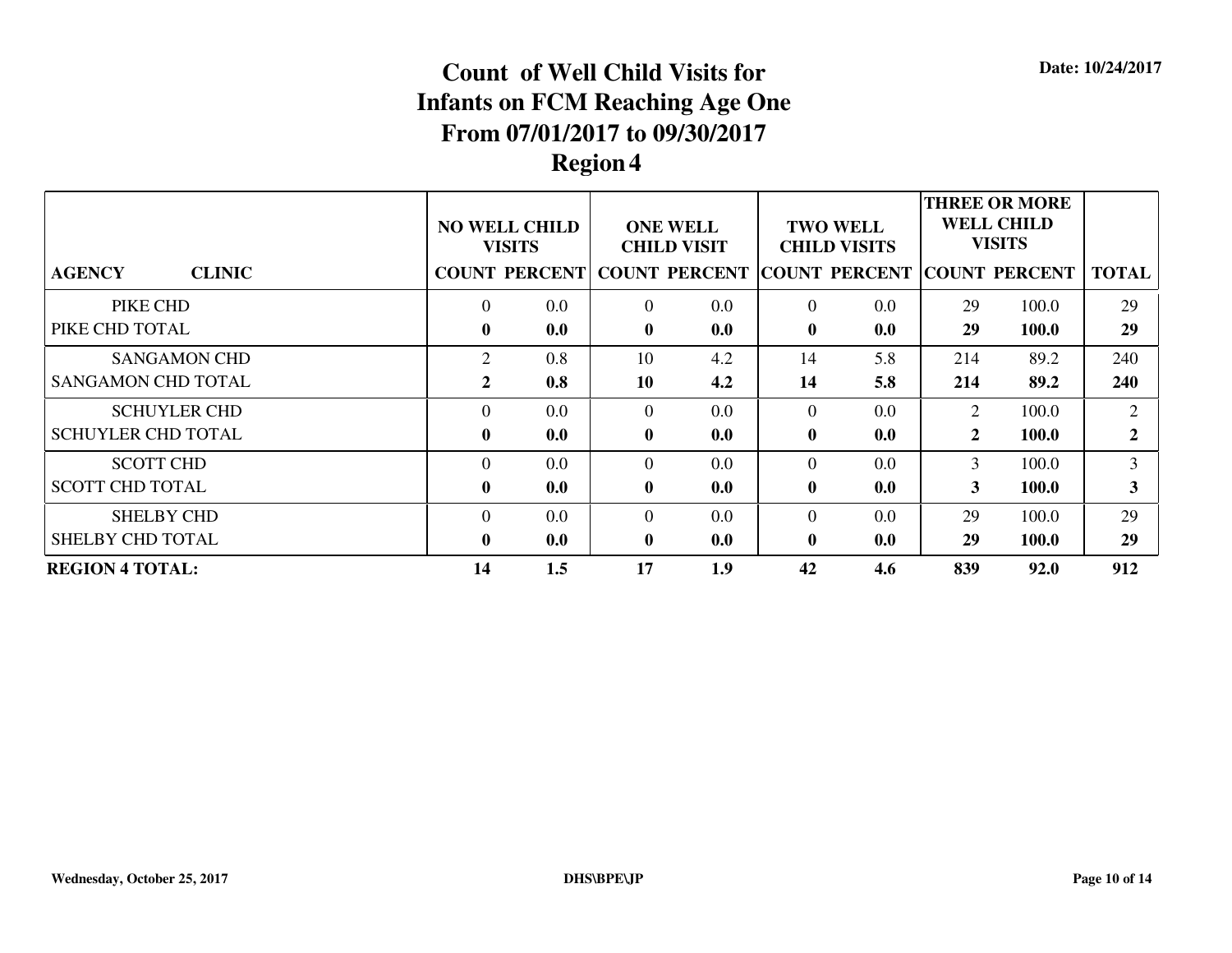Date: 10/24/2017

# Count of Well Child Visits for Infants on FCM Reaching Age One From 07/01/2017 to 09/30/2017 Region 4

| AGENCY / CLINIC | NO WELL CHILD VISITS | | ONE WELL CHILD VISIT | | TWO WELL CHILD VISITS | | THREE OR MORE WELL CHILD VISITS | | TOTAL |
|---|---|---|---|---|---|---|---|---|---|
| | COUNT | PERCENT | COUNT | PERCENT | COUNT | PERCENT | COUNT | PERCENT | |
| PIKE CHD | 0 | 0.0 | 0 | 0.0 | 0 | 0.0 | 29 | 100.0 | 29 |
| **PIKE CHD TOTAL** | **0** | **0.0** | **0** | **0.0** | **0** | **0.0** | **29** | **100.0** | **29** |
| SANGAMON CHD | 2 | 0.8 | 10 | 4.2 | 14 | 5.8 | 214 | 89.2 | 240 |
| **SANGAMON CHD TOTAL** | **2** | **0.8** | **10** | **4.2** | **14** | **5.8** | **214** | **89.2** | **240** |
| SCHUYLER CHD | 0 | 0.0 | 0 | 0.0 | 0 | 0.0 | 2 | 100.0 | 2 |
| **SCHUYLER CHD TOTAL** | **0** | **0.0** | **0** | **0.0** | **0** | **0.0** | **2** | **100.0** | **2** |
| SCOTT CHD | 0 | 0.0 | 0 | 0.0 | 0 | 0.0 | 3 | 100.0 | 3 |
| **SCOTT CHD TOTAL** | **0** | **0.0** | **0** | **0.0** | **0** | **0.0** | **3** | **100.0** | **3** |
| SHELBY CHD | 0 | 0.0 | 0 | 0.0 | 0 | 0.0 | 29 | 100.0 | 29 |
| **SHELBY CHD TOTAL** | **0** | **0.0** | **0** | **0.0** | **0** | **0.0** | **29** | **100.0** | **29** |
| **REGION 4 TOTAL:** | **14** | **1.5** | **17** | **1.9** | **42** | **4.6** | **839** | **92.0** | **912** |

Wednesday, October 25, 2017 DHS\BPE\JP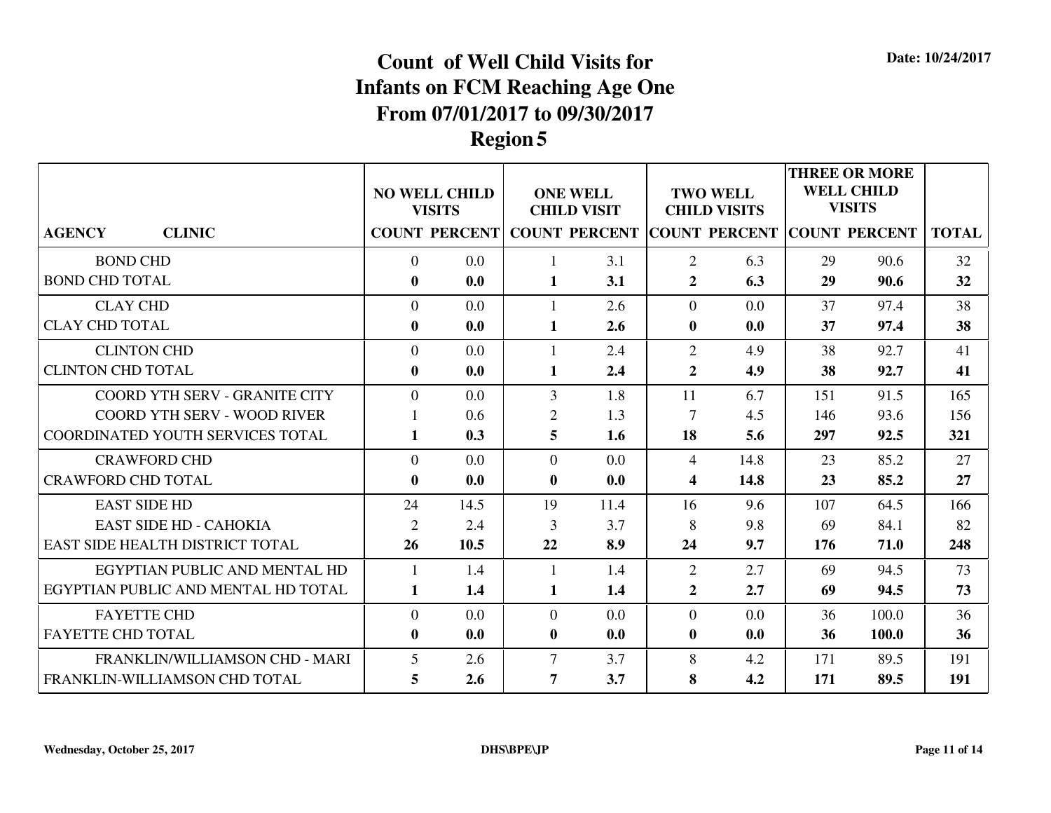# Count of Well Child Visits for Infants on FCM Reaching Age One From 07/01/2017 to 09/30/2017

## Region 5

Date: 10/24/2017

| AGENCY / CLINIC | NO WELL CHILD VISITS | | ONE WELL CHILD VISIT | | TWO WELL CHILD VISITS | | THREE OR MORE WELL CHILD VISITS | | TOTAL |
|---|---|---|---|---|---|---|---|---|---|
| | COUNT | PERCENT | COUNT | PERCENT | COUNT | PERCENT | COUNT | PERCENT | |
| BOND CHD | 0 | 0.0 | 1 | 3.1 | 2 | 6.3 | 29 | 90.6 | 32 |
| **BOND CHD TOTAL** | **0** | **0.0** | **1** | **3.1** | **2** | **6.3** | **29** | **90.6** | **32** |
| CLAY CHD | 0 | 0.0 | 1 | 2.6 | 0 | 0.0 | 37 | 97.4 | 38 |
| **CLAY CHD TOTAL** | **0** | **0.0** | **1** | **2.6** | **0** | **0.0** | **37** | **97.4** | **38** |
| CLINTON CHD | 0 | 0.0 | 1 | 2.4 | 2 | 4.9 | 38 | 92.7 | 41 |
| **CLINTON CHD TOTAL** | **0** | **0.0** | **1** | **2.4** | **2** | **4.9** | **38** | **92.7** | **41** |
| COORD YTH SERV - GRANITE CITY | 0 | 0.0 | 3 | 1.8 | 11 | 6.7 | 151 | 91.5 | 165 |
| COORD YTH SERV - WOOD RIVER | 1 | 0.6 | 2 | 1.3 | 7 | 4.5 | 146 | 93.6 | 156 |
| **COORDINATED YOUTH SERVICES TOTAL** | **1** | **0.3** | **5** | **1.6** | **18** | **5.6** | **297** | **92.5** | **321** |
| CRAWFORD CHD | 0 | 0.0 | 0 | 0.0 | 4 | 14.8 | 23 | 85.2 | 27 |
| **CRAWFORD CHD TOTAL** | **0** | **0.0** | **0** | **0.0** | **4** | **14.8** | **23** | **85.2** | **27** |
| EAST SIDE HD | 24 | 14.5 | 19 | 11.4 | 16 | 9.6 | 107 | 64.5 | 166 |
| EAST SIDE HD - CAHOKIA | 2 | 2.4 | 3 | 3.7 | 8 | 9.8 | 69 | 84.1 | 82 |
| **EAST SIDE HEALTH DISTRICT TOTAL** | **26** | **10.5** | **22** | **8.9** | **24** | **9.7** | **176** | **71.0** | **248** |
| EGYPTIAN PUBLIC AND MENTAL HD | 1 | 1.4 | 1 | 1.4 | 2 | 2.7 | 69 | 94.5 | 73 |
| **EGYPTIAN PUBLIC AND MENTAL HD TOTAL** | **1** | **1.4** | **1** | **1.4** | **2** | **2.7** | **69** | **94.5** | **73** |
| FAYETTE CHD | 0 | 0.0 | 0 | 0.0 | 0 | 0.0 | 36 | 100.0 | 36 |
| **FAYETTE CHD TOTAL** | **0** | **0.0** | **0** | **0.0** | **0** | **0.0** | **36** | **100.0** | **36** |
| FRANKLIN/WILLIAMSON CHD - MARI | 5 | 2.6 | 7 | 3.7 | 8 | 4.2 | 171 | 89.5 | 191 |
| **FRANKLIN-WILLIAMSON CHD TOTAL** | **5** | **2.6** | **7** | **3.7** | **8** | **4.2** | **171** | **89.5** | **191** |

Wednesday, October 25, 2017 — DHS\BPE\JP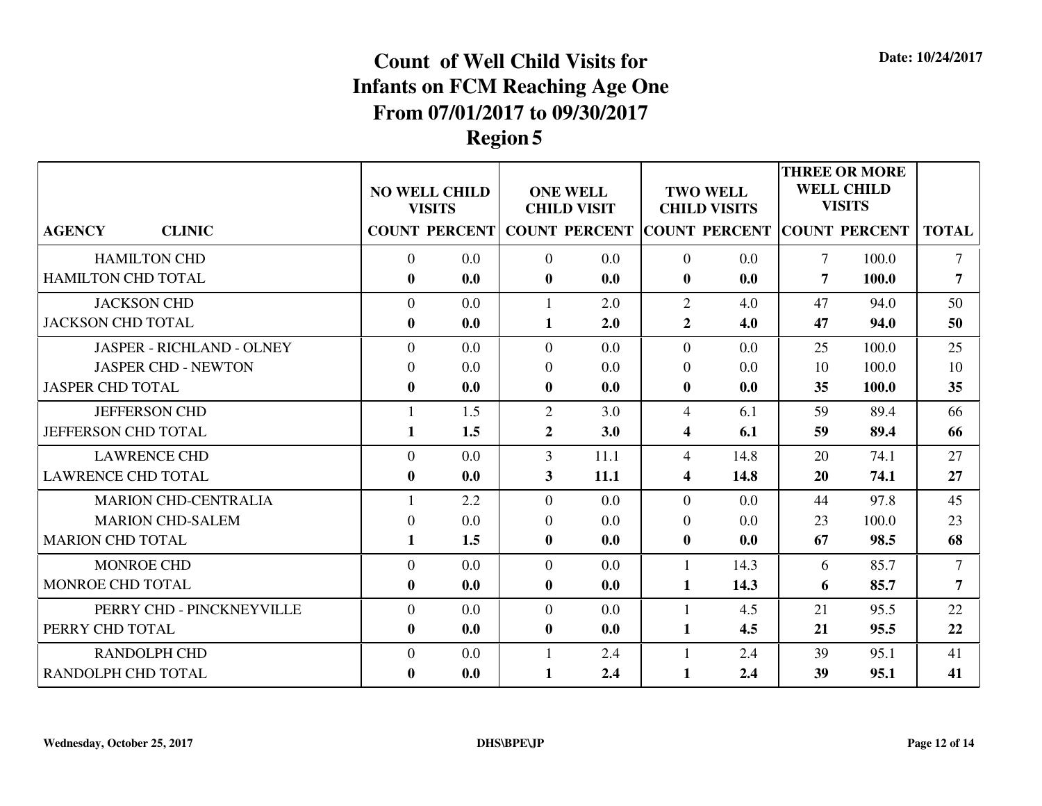# Count of Well Child Visits for Infants on FCM Reaching Age One From 07/01/2017 to 09/30/2017 Region 5

Date: 10/24/2017

| AGENCY | CLINIC | NO WELL CHILD VISITS | | ONE WELL CHILD VISIT | | TWO WELL CHILD VISITS | | THREE OR MORE WELL CHILD VISITS | | TOTAL |
|---|---|---|---|---|---|---|---|---|---|---|
| | | COUNT | PERCENT | COUNT | PERCENT | COUNT | PERCENT | COUNT | PERCENT | |
| | HAMILTON CHD | 0 | 0.0 | 0 | 0.0 | 0 | 0.0 | 7 | 100.0 | 7 |
| **HAMILTON CHD TOTAL** | | **0** | **0.0** | **0** | **0.0** | **0** | **0.0** | **7** | **100.0** | **7** |
| | JACKSON CHD | 0 | 0.0 | 1 | 2.0 | 2 | 4.0 | 47 | 94.0 | 50 |
| **JACKSON CHD TOTAL** | | **0** | **0.0** | **1** | **2.0** | **2** | **4.0** | **47** | **94.0** | **50** |
| | JASPER - RICHLAND - OLNEY | 0 | 0.0 | 0 | 0.0 | 0 | 0.0 | 25 | 100.0 | 25 |
| | JASPER CHD - NEWTON | 0 | 0.0 | 0 | 0.0 | 0 | 0.0 | 10 | 100.0 | 10 |
| **JASPER CHD TOTAL** | | **0** | **0.0** | **0** | **0.0** | **0** | **0.0** | **35** | **100.0** | **35** |
| | JEFFERSON CHD | 1 | 1.5 | 2 | 3.0 | 4 | 6.1 | 59 | 89.4 | 66 |
| **JEFFERSON CHD TOTAL** | | **1** | **1.5** | **2** | **3.0** | **4** | **6.1** | **59** | **89.4** | **66** |
| | LAWRENCE CHD | 0 | 0.0 | 3 | 11.1 | 4 | 14.8 | 20 | 74.1 | 27 |
| **LAWRENCE CHD TOTAL** | | **0** | **0.0** | **3** | **11.1** | **4** | **14.8** | **20** | **74.1** | **27** |
| | MARION CHD-CENTRALIA | 1 | 2.2 | 0 | 0.0 | 0 | 0.0 | 44 | 97.8 | 45 |
| | MARION CHD-SALEM | 0 | 0.0 | 0 | 0.0 | 0 | 0.0 | 23 | 100.0 | 23 |
| **MARION CHD TOTAL** | | **1** | **1.5** | **0** | **0.0** | **0** | **0.0** | **67** | **98.5** | **68** |
| | MONROE CHD | 0 | 0.0 | 0 | 0.0 | 1 | 14.3 | 6 | 85.7 | 7 |
| **MONROE CHD TOTAL** | | **0** | **0.0** | **0** | **0.0** | **1** | **14.3** | **6** | **85.7** | **7** |
| | PERRY CHD - PINCKNEYVILLE | 0 | 0.0 | 0 | 0.0 | 1 | 4.5 | 21 | 95.5 | 22 |
| **PERRY CHD TOTAL** | | **0** | **0.0** | **0** | **0.0** | **1** | **4.5** | **21** | **95.5** | **22** |
| | RANDOLPH CHD | 0 | 0.0 | 1 | 2.4 | 1 | 2.4 | 39 | 95.1 | 41 |
| **RANDOLPH CHD TOTAL** | | **0** | **0.0** | **1** | **2.4** | **1** | **2.4** | **39** | **95.1** | **41** |

Wednesday, October 25, 2017 DHS\BPE\JP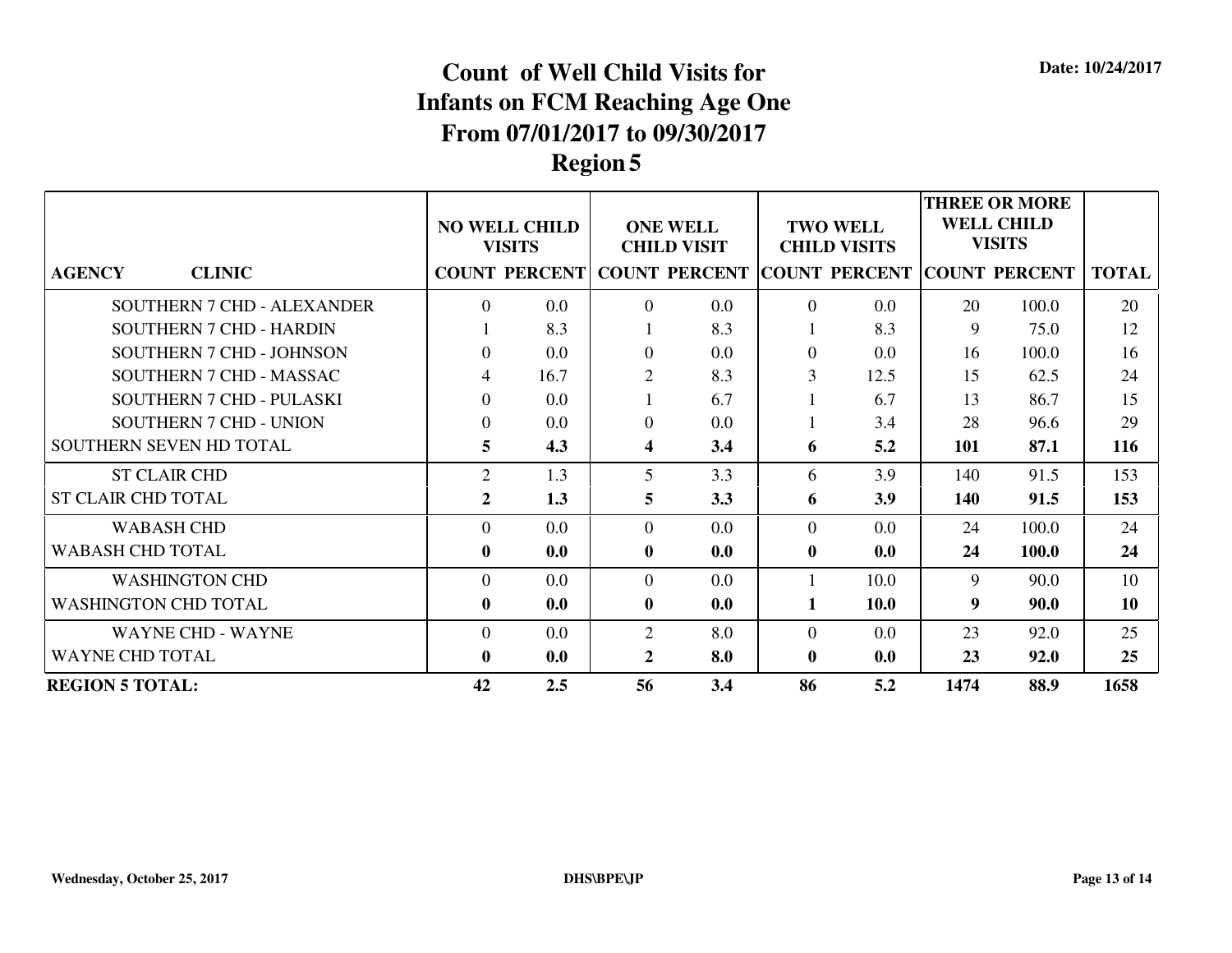Date: 10/24/2017

# Count of Well Child Visits for Infants on FCM Reaching Age One From 07/01/2017 to 09/30/2017 Region 5

| AGENCY / CLINIC | NO WELL CHILD VISITS | | ONE WELL CHILD VISIT | | TWO WELL CHILD VISITS | | THREE OR MORE WELL CHILD VISITS | | TOTAL |
|---|---|---|---|---|---|---|---|---|---|
| | COUNT | PERCENT | COUNT | PERCENT | COUNT | PERCENT | COUNT | PERCENT | |
| SOUTHERN 7 CHD - ALEXANDER | 0 | 0.0 | 0 | 0.0 | 0 | 0.0 | 20 | 100.0 | 20 |
| SOUTHERN 7 CHD - HARDIN | 1 | 8.3 | 1 | 8.3 | 1 | 8.3 | 9 | 75.0 | 12 |
| SOUTHERN 7 CHD - JOHNSON | 0 | 0.0 | 0 | 0.0 | 0 | 0.0 | 16 | 100.0 | 16 |
| SOUTHERN 7 CHD - MASSAC | 4 | 16.7 | 2 | 8.3 | 3 | 12.5 | 15 | 62.5 | 24 |
| SOUTHERN 7 CHD - PULASKI | 0 | 0.0 | 1 | 6.7 | 1 | 6.7 | 13 | 86.7 | 15 |
| SOUTHERN 7 CHD - UNION | 0 | 0.0 | 0 | 0.0 | 1 | 3.4 | 28 | 96.6 | 29 |
| **SOUTHERN SEVEN HD TOTAL** | **5** | **4.3** | **4** | **3.4** | **6** | **5.2** | **101** | **87.1** | **116** |
| ST CLAIR CHD | 2 | 1.3 | 5 | 3.3 | 6 | 3.9 | 140 | 91.5 | 153 |
| **ST CLAIR CHD TOTAL** | **2** | **1.3** | **5** | **3.3** | **6** | **3.9** | **140** | **91.5** | **153** |
| WABASH CHD | 0 | 0.0 | 0 | 0.0 | 0 | 0.0 | 24 | 100.0 | 24 |
| **WABASH CHD TOTAL** | **0** | **0.0** | **0** | **0.0** | **0** | **0.0** | **24** | **100.0** | **24** |
| WASHINGTON CHD | 0 | 0.0 | 0 | 0.0 | 1 | 10.0 | 9 | 90.0 | 10 |
| **WASHINGTON CHD TOTAL** | **0** | **0.0** | **0** | **0.0** | **1** | **10.0** | **9** | **90.0** | **10** |
| WAYNE CHD - WAYNE | 0 | 0.0 | 2 | 8.0 | 0 | 0.0 | 23 | 92.0 | 25 |
| **WAYNE CHD TOTAL** | **0** | **0.0** | **2** | **8.0** | **0** | **0.0** | **23** | **92.0** | **25** |
| **REGION 5 TOTAL:** | **42** | **2.5** | **56** | **3.4** | **86** | **5.2** | **1474** | **88.9** | **1658** |

Wednesday, October 25, 2017 DHS\BPE\JP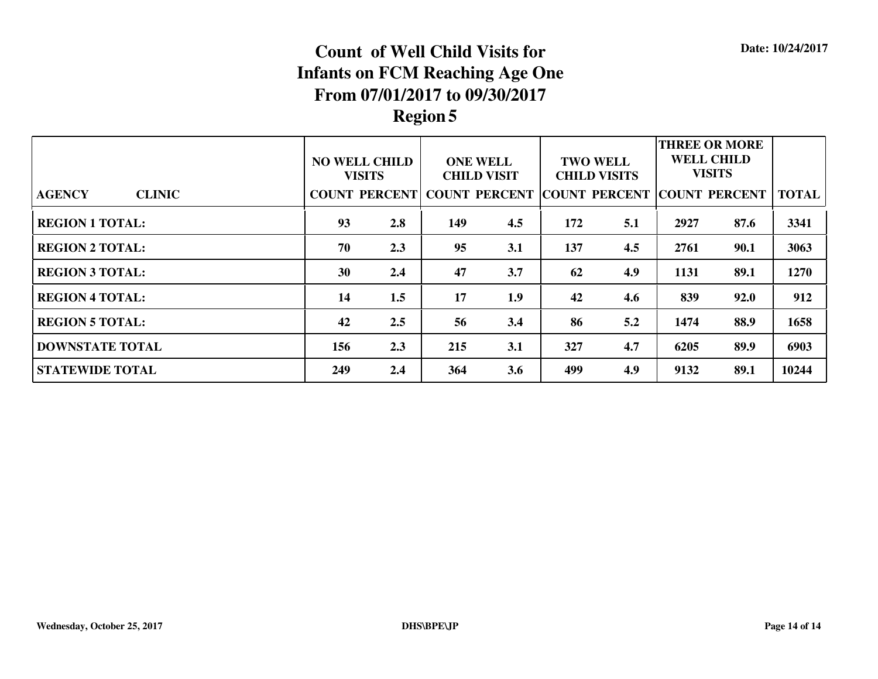Date: 10/24/2017

# Count of Well Child Visits for Infants on FCM Reaching Age One From 07/01/2017 to 09/30/2017 Region 5

| AGENCY CLINIC | NO WELL CHILD VISITS | | ONE WELL CHILD VISIT | | TWO WELL CHILD VISITS | | THREE OR MORE WELL CHILD VISITS | | TOTAL |
|---|---|---|---|---|---|---|---|---|---|
| | COUNT | PERCENT | COUNT | PERCENT | COUNT | PERCENT | COUNT | PERCENT | |
| REGION 1 TOTAL: | 93 | 2.8 | 149 | 4.5 | 172 | 5.1 | 2927 | 87.6 | 3341 |
| REGION 2 TOTAL: | 70 | 2.3 | 95 | 3.1 | 137 | 4.5 | 2761 | 90.1 | 3063 |
| REGION 3 TOTAL: | 30 | 2.4 | 47 | 3.7 | 62 | 4.9 | 1131 | 89.1 | 1270 |
| REGION 4 TOTAL: | 14 | 1.5 | 17 | 1.9 | 42 | 4.6 | 839 | 92.0 | 912 |
| REGION 5 TOTAL: | 42 | 2.5 | 56 | 3.4 | 86 | 5.2 | 1474 | 88.9 | 1658 |
| DOWNSTATE TOTAL | 156 | 2.3 | 215 | 3.1 | 327 | 4.7 | 6205 | 89.9 | 6903 |
| STATEWIDE TOTAL | 249 | 2.4 | 364 | 3.6 | 499 | 4.9 | 9132 | 89.1 | 10244 |

Wednesday, October 25, 2017 DHS\BPE\JP